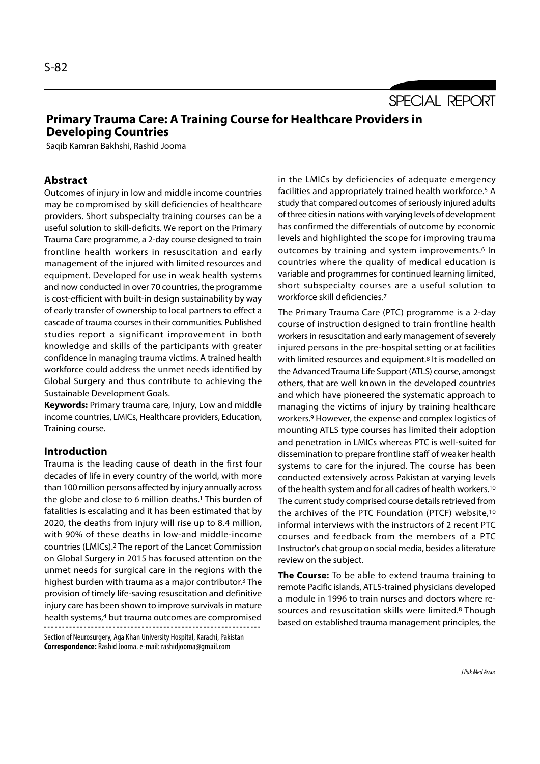SPECIAL REPORT

# Primary Trauma Care: A Training Course for Healthcare Providers in Developing Countries

Saqib Kamran Bakhshi, Rashid Jooma

## Abstract

Outcomes of injury in low and middle income countries may be compromised by skill deficiencies of healthcare providers. Short subspecialty training courses can be a useful solution to skill-deficits. We report on the Primary Trauma Care programme, a 2-day course designed to train frontline health workers in resuscitation and early management of the injured with limited resources and equipment. Developed for use in weak health systems and now conducted in over 70 countries, the programme is cost-efficient with built-in design sustainability by way of early transfer of ownership to local partners to effect a cascade of trauma courses in their communities. Published studies report a significant improvement in both knowledge and skills of the participants with greater confidence in managing trauma victims. A trained health workforce could address the unmet needs identified by Global Surgery and thus contribute to achieving the Sustainable Development Goals.

**Keywords:** Primary trauma care, Injury, Low and middle income countries, LMICs, Healthcare providers, Education, Training course.

## Introduction

Trauma is the leading cause of death in the first four decades of life in every country of the world, with more than 100 million persons affected by injury annually across the globe and close to 6 million deaths.[1] This burden of fatalities is escalating and it has been estimated that by 2020, the deaths from injury will rise up to 8.4 million, with 90% of these deaths in low-and middle-income countries (LMICs).[2] The report of the Lancet Commission on Global Surgery in 2015 has focused attention on the unmet needs for surgical care in the regions with the highest burden with trauma as a major contributor.[3] The provision of timely life-saving resuscitation and definitive injury care has been shown to improve survivals in mature health systems,[4] but trauma outcomes are compromised in the LMICs by deficiencies of adequate emergency facilities and appropriately trained health workforce.[5] A study that compared outcomes of seriously injured adults of three cities in nations with varying levels of development has confirmed the differentials of outcome by economic levels and highlighted the scope for improving trauma outcomes by training and system improvements.[6] In countries where the quality of medical education is variable and programmes for continued learning limited, short subspecialty courses are a useful solution to workforce skill deficiencies.[7]

The Primary Trauma Care (PTC) programme is a 2-day course of instruction designed to train frontline health workers in resuscitation and early management of severely injured persons in the pre-hospital setting or at facilities with limited resources and equipment.[8] It is modelled on the Advanced Trauma Life Support (ATLS) course, amongst others, that are well known in the developed countries and which have pioneered the systematic approach to managing the victims of injury by training healthcare workers.[9] However, the expense and complex logistics of mounting ATLS type courses has limited their adoption and penetration in LMICs whereas PTC is well-suited for dissemination to prepare frontline staff of weaker health systems to care for the injured. The course has been conducted extensively across Pakistan at varying levels of the health system and for all cadres of health workers.[10] The current study comprised course details retrieved from the archives of the PTC Foundation (PTCF) website,[10] informal interviews with the instructors of 2 recent PTC courses and feedback from the members of a PTC Instructor's chat group on social media, besides a literature review on the subject.

**The Course:** To be able to extend trauma training to remote Pacific islands, ATLS-trained physicians developed a module in 1996 to train nurses and doctors where resources and resuscitation skills were limited.[8] Though based on established trauma management principles, the

Section of Neurosurgery, Aga Khan University Hospital, Karachi, Pakistan
**Correspondence:** Rashid Jooma. e-mail: rashidjooma@gmail.com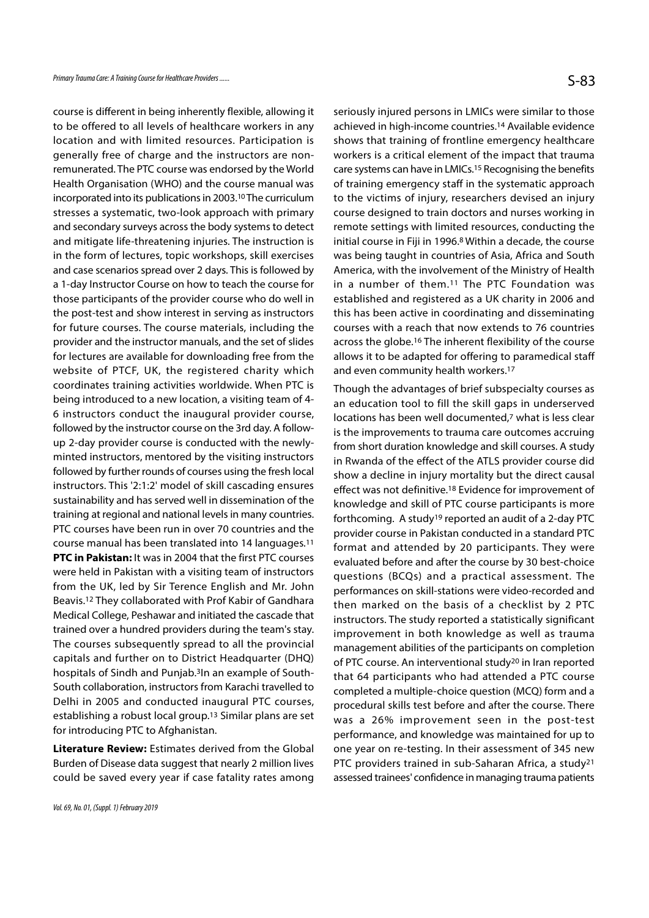course is different in being inherently flexible, allowing it to be offered to all levels of healthcare workers in any location and with limited resources. Participation is generally free of charge and the instructors are non-remunerated. The PTC course was endorsed by the World Health Organisation (WHO) and the course manual was incorporated into its publications in 2003.[10] The curriculum stresses a systematic, two-look approach with primary and secondary surveys across the body systems to detect and mitigate life-threatening injuries. The instruction is in the form of lectures, topic workshops, skill exercises and case scenarios spread over 2 days. This is followed by a 1-day Instructor Course on how to teach the course for those participants of the provider course who do well in the post-test and show interest in serving as instructors for future courses. The course materials, including the provider and the instructor manuals, and the set of slides for lectures are available for downloading free from the website of PTCF, UK, the registered charity which coordinates training activities worldwide. When PTC is being introduced to a new location, a visiting team of 4-6 instructors conduct the inaugural provider course, followed by the instructor course on the 3rd day. A follow-up 2-day provider course is conducted with the newly-minted instructors, mentored by the visiting instructors followed by further rounds of courses using the fresh local instructors. This '2:1:2' model of skill cascading ensures sustainability and has served well in dissemination of the training at regional and national levels in many countries. PTC courses have been run in over 70 countries and the course manual has been translated into 14 languages.[11]

**PTC in Pakistan:** It was in 2004 that the first PTC courses were held in Pakistan with a visiting team of instructors from the UK, led by Sir Terence English and Mr. John Beavis.[12] They collaborated with Prof Kabir of Gandhara Medical College, Peshawar and initiated the cascade that trained over a hundred providers during the team's stay. The courses subsequently spread to all the provincial capitals and further on to District Headquarter (DHQ) hospitals of Sindh and Punjab.[3] In an example of South-South collaboration, instructors from Karachi travelled to Delhi in 2005 and conducted inaugural PTC courses, establishing a robust local group.[13] Similar plans are set for introducing PTC to Afghanistan.

**Literature Review:** Estimates derived from the Global Burden of Disease data suggest that nearly 2 million lives could be saved every year if case fatality rates among seriously injured persons in LMICs were similar to those achieved in high-income countries.[14] Available evidence shows that training of frontline emergency healthcare workers is a critical element of the impact that trauma care systems can have in LMICs.[15] Recognising the benefits of training emergency staff in the systematic approach to the victims of injury, researchers devised an injury course designed to train doctors and nurses working in remote settings with limited resources, conducting the initial course in Fiji in 1996.[8] Within a decade, the course was being taught in countries of Asia, Africa and South America, with the involvement of the Ministry of Health in a number of them.[11] The PTC Foundation was established and registered as a UK charity in 2006 and this has been active in coordinating and disseminating courses with a reach that now extends to 76 countries across the globe.[16] The inherent flexibility of the course allows it to be adapted for offering to paramedical staff and even community health workers.[17]

Though the advantages of brief subspecialty courses as an education tool to fill the skill gaps in underserved locations has been well documented,[7] what is less clear is the improvements to trauma care outcomes accruing from short duration knowledge and skill courses. A study in Rwanda of the effect of the ATLS provider course did show a decline in injury mortality but the direct causal effect was not definitive.[18] Evidence for improvement of knowledge and skill of PTC course participants is more forthcoming. A study[19] reported an audit of a 2-day PTC provider course in Pakistan conducted in a standard PTC format and attended by 20 participants. They were evaluated before and after the course by 30 best-choice questions (BCQs) and a practical assessment. The performances on skill-stations were video-recorded and then marked on the basis of a checklist by 2 PTC instructors. The study reported a statistically significant improvement in both knowledge as well as trauma management abilities of the participants on completion of PTC course. An interventional study[20] in Iran reported that 64 participants who had attended a PTC course completed a multiple-choice question (MCQ) form and a procedural skills test before and after the course. There was a 26% improvement seen in the post-test performance, and knowledge was maintained for up to one year on re-testing. In their assessment of 345 new PTC providers trained in sub-Saharan Africa, a study[21] assessed trainees' confidence in managing trauma patients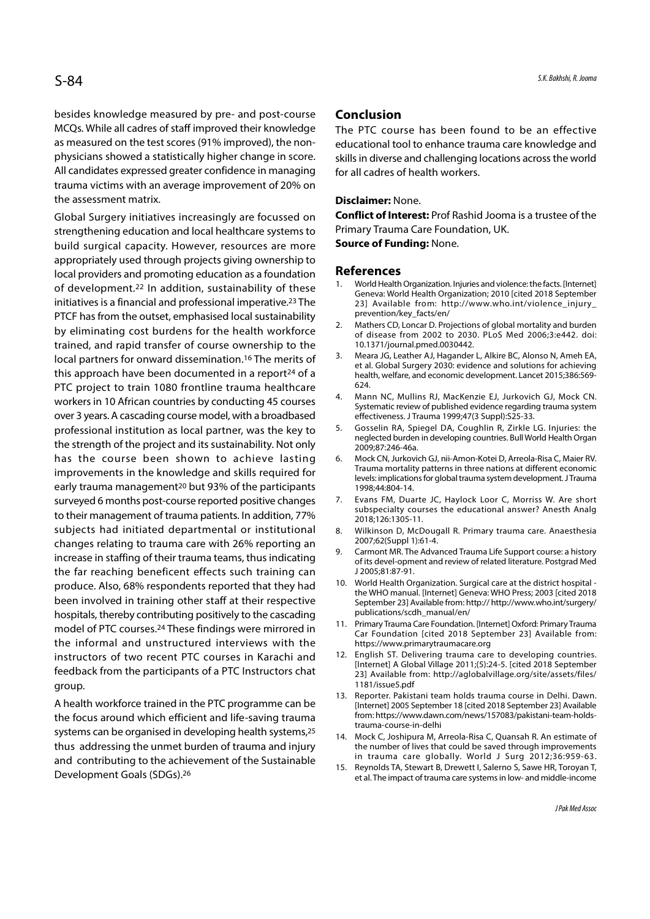besides knowledge measured by pre- and post-course MCQs. While all cadres of staff improved their knowledge as measured on the test scores (91% improved), the non-physicians showed a statistically higher change in score. All candidates expressed greater confidence in managing trauma victims with an average improvement of 20% on the assessment matrix.

Global Surgery initiatives increasingly are focussed on strengthening education and local healthcare systems to build surgical capacity. However, resources are more appropriately used through projects giving ownership to local providers and promoting education as a foundation of development.[22] In addition, sustainability of these initiatives is a financial and professional imperative.[23] The PTCF has from the outset, emphasised local sustainability by eliminating cost burdens for the health workforce trained, and rapid transfer of course ownership to the local partners for onward dissemination.[16] The merits of this approach have been documented in a report[24] of a PTC project to train 1080 frontline trauma healthcare workers in 10 African countries by conducting 45 courses over 3 years. A cascading course model, with a broadbased professional institution as local partner, was the key to the strength of the project and its sustainability. Not only has the course been shown to achieve lasting improvements in the knowledge and skills required for early trauma management[20] but 93% of the participants surveyed 6 months post-course reported positive changes to their management of trauma patients. In addition, 77% subjects had initiated departmental or institutional changes relating to trauma care with 26% reporting an increase in staffing of their trauma teams, thus indicating the far reaching beneficent effects such training can produce. Also, 68% respondents reported that they had been involved in training other staff at their respective hospitals, thereby contributing positively to the cascading model of PTC courses.[24] These findings were mirrored in the informal and unstructured interviews with the instructors of two recent PTC courses in Karachi and feedback from the participants of a PTC Instructors chat group.

A health workforce trained in the PTC programme can be the focus around which efficient and life-saving trauma systems can be organised in developing health systems,[25] thus addressing the unmet burden of trauma and injury and contributing to the achievement of the Sustainable Development Goals (SDGs).[26]

## Conclusion

The PTC course has been found to be an effective educational tool to enhance trauma care knowledge and skills in diverse and challenging locations across the world for all cadres of health workers.

**Disclaimer:** None.

**Conflict of Interest:** Prof Rashid Jooma is a trustee of the Primary Trauma Care Foundation, UK.

**Source of Funding:** None.

## References

1. World Health Organization. Injuries and violence: the facts. [Internet] Geneva: World Health Organization; 2010 [cited 2018 September 23] Available from: http://www.who.int/violence_injury_prevention/key_facts/en/
2. Mathers CD, Loncar D. Projections of global mortality and burden of disease from 2002 to 2030. PLoS Med 2006;3:e442. doi: 10.1371/journal.pmed.0030442.
3. Meara JG, Leather AJ, Hagander L, Alkire BC, Alonso N, Ameh EA, et al. Global Surgery 2030: evidence and solutions for achieving health, welfare, and economic development. Lancet 2015;386:569-624.
4. Mann NC, Mullins RJ, MacKenzie EJ, Jurkovich GJ, Mock CN. Systematic review of published evidence regarding trauma system effectiveness. J Trauma 1999;47(3 Suppl):S25-33.
5. Gosselin RA, Spiegel DA, Coughlin R, Zirkle LG. Injuries: the neglected burden in developing countries. Bull World Health Organ 2009;87:246-46a.
6. Mock CN, Jurkovich GJ, nii-Amon-Kotei D, Arreola-Risa C, Maier RV. Trauma mortality patterns in three nations at different economic levels: implications for global trauma system development. J Trauma 1998;44:804-14.
7. Evans FM, Duarte JC, Haylock Loor C, Morriss W. Are short subspecialty courses the educational answer? Anesth Analg 2018;126:1305-11.
8. Wilkinson D, McDougall R. Primary trauma care. Anaesthesia 2007;62(Suppl 1):61-4.
9. Carmont MR. The Advanced Trauma Life Support course: a history of its devel-opment and review of related literature. Postgrad Med J 2005;81:87-91.
10. World Health Organization. Surgical care at the district hospital - the WHO manual. [Internet] Geneva: WHO Press; 2003 [cited 2018 September 23] Available from: http:// http://www.who.int/surgery/publications/scdh_manual/en/
11. Primary Trauma Care Foundation. [Internet] Oxford: Primary Trauma Car Foundation [cited 2018 September 23] Available from: https://www.primarytraumacare.org
12. English ST. Delivering trauma care to developing countries. [Internet] A Global Village 2011;(5):24-5. [cited 2018 September 23] Available from: http://aglobalvillage.org/site/assets/files/1181/issue5.pdf
13. Reporter. Pakistani team holds trauma course in Delhi. Dawn. [Internet] 2005 September 18 [cited 2018 September 23] Available from: https://www.dawn.com/news/157083/pakistani-team-holds-trauma-course-in-delhi
14. Mock C, Joshipura M, Arreola-Risa C, Quansah R. An estimate of the number of lives that could be saved through improvements in trauma care globally. World J Surg 2012;36:959-63.
15. Reynolds TA, Stewart B, Drewett I, Salerno S, Sawe HR, Toroyan T, et al. The impact of trauma care systems in low- and middle-income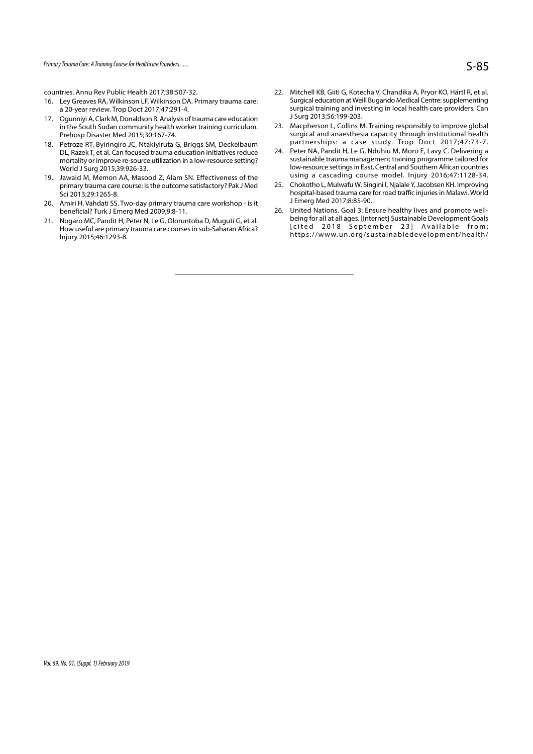countries. Annu Rev Public Health 2017;38:507-32.

16. Ley Greaves RA, Wilkinson LF, Wilkinson DA. Primary trauma care: a 20-year review. Trop Doct 2017;47:291-4.
17. Ogunniyi A, Clark M, Donaldson R. Analysis of trauma care education in the South Sudan community health worker training curriculum. Prehosp Disaster Med 2015;30:167-74.
18. Petroze RT, Byiringiro JC, Ntakiyiruta G, Briggs SM, Deckelbaum DL, Razek T, et al. Can focused trauma education initiatives reduce mortality or improve re-source utilization in a low-resource setting? World J Surg 2015;39:926-33.
19. Jawaid M, Memon AA, Masood Z, Alam SN. Effectiveness of the primary trauma care course: Is the outcome satisfactory? Pak J Med Sci 2013;29:1265-8.
20. Amiri H, Vahdati SS. Two-day primary trauma care workshop - is it beneficial? Turk J Emerg Med 2009;9:8-11.
21. Nogaro MC, Pandit H, Peter N, Le G, Oloruntoba D, Muguti G, et al. How useful are primary trauma care courses in sub-Saharan Africa? Injury 2015;46:1293-8.
22. Mitchell KB, Giiti G, Kotecha V, Chandika A, Pryor KO, Härtl R, et al. Surgical education at Weill Bugando Medical Centre: supplementing surgical training and investing in local health care providers. Can J Surg 2013;56:199-203.
23. Macpherson L, Collins M. Training responsibly to improve global surgical and anaesthesia capacity through institutional health partnerships: a case study. Trop Doct 2017;47:73-7.
24. Peter NA, Pandit H, Le G, Nduhiu M, Moro E, Lavy C. Delivering a sustainable trauma management training programme tailored for low-resource settings in East, Central and Southern African countries using a cascading course model. Injury 2016;47:1128-34.
25. Chokotho L, Mulwafu W, Singini I, Njalale Y, Jacobsen KH. Improving hospital-based trauma care for road traffic injuries in Malawi. World J Emerg Med 2017;8:85-90.
26. United Nations. Goal 3: Ensure healthy lives and promote well-being for all at all ages. [Internet] Sustainable Development Goals [cited 2018 September 23] Available from: https://www.un.org/sustainabledevelopment/health/